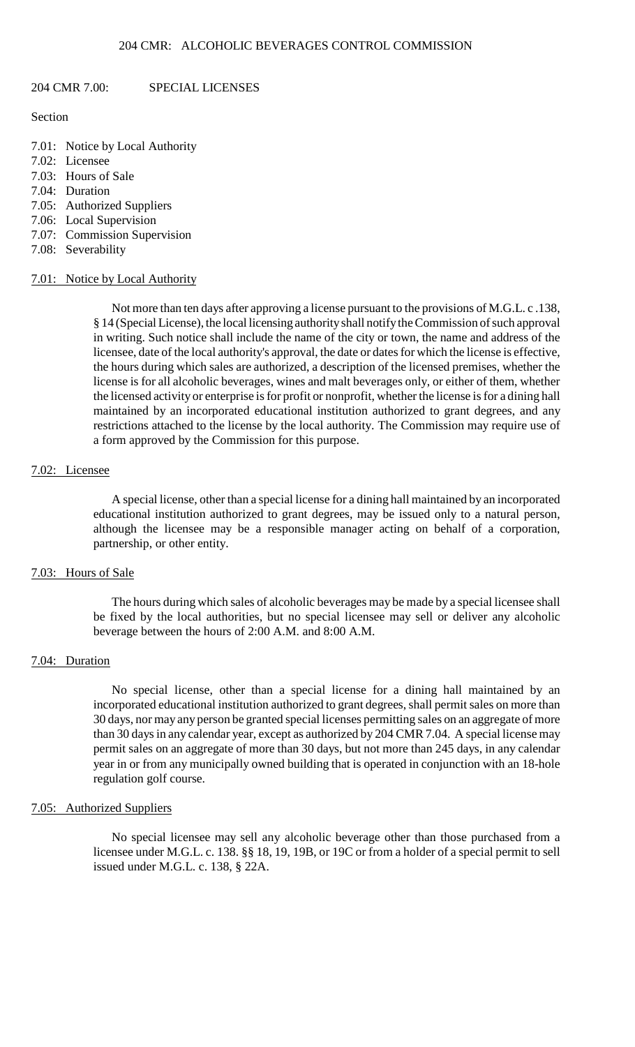## 204 CMR 7.00: SPECIAL LICENSES

Section

7.01: Notice by Local Authority
7.02: Licensee
7.03: Hours of Sale
7.04: Duration
7.05: Authorized Suppliers
7.06: Local Supervision
7.07: Commission Supervision
7.08: Severability

### 7.01: Notice by Local Authority

Not more than ten days after approving a license pursuant to the provisions of M.G.L. c .138, § 14 (Special License), the local licensing authority shall notify the Commission of such approval in writing. Such notice shall include the name of the city or town, the name and address of the licensee, date of the local authority's approval, the date or dates for which the license is effective, the hours during which sales are authorized, a description of the licensed premises, whether the license is for all alcoholic beverages, wines and malt beverages only, or either of them, whether the licensed activity or enterprise is for profit or nonprofit, whether the license is for a dining hall maintained by an incorporated educational institution authorized to grant degrees, and any restrictions attached to the license by the local authority. The Commission may require use of a form approved by the Commission for this purpose.

### 7.02: Licensee

A special license, other than a special license for a dining hall maintained by an incorporated educational institution authorized to grant degrees, may be issued only to a natural person, although the licensee may be a responsible manager acting on behalf of a corporation, partnership, or other entity.

### 7.03: Hours of Sale

The hours during which sales of alcoholic beverages may be made by a special licensee shall be fixed by the local authorities, but no special licensee may sell or deliver any alcoholic beverage between the hours of 2:00 A.M. and 8:00 A.M.

### 7.04: Duration

No special license, other than a special license for a dining hall maintained by an incorporated educational institution authorized to grant degrees, shall permit sales on more than 30 days, nor may any person be granted special licenses permitting sales on an aggregate of more than 30 days in any calendar year, except as authorized by 204 CMR 7.04. A special license may permit sales on an aggregate of more than 30 days, but not more than 245 days, in any calendar year in or from any municipally owned building that is operated in conjunction with an 18-hole regulation golf course.

### 7.05: Authorized Suppliers

No special licensee may sell any alcoholic beverage other than those purchased from a licensee under M.G.L. c. 138. §§ 18, 19, 19B, or 19C or from a holder of a special permit to sell issued under M.G.L. c. 138, § 22A.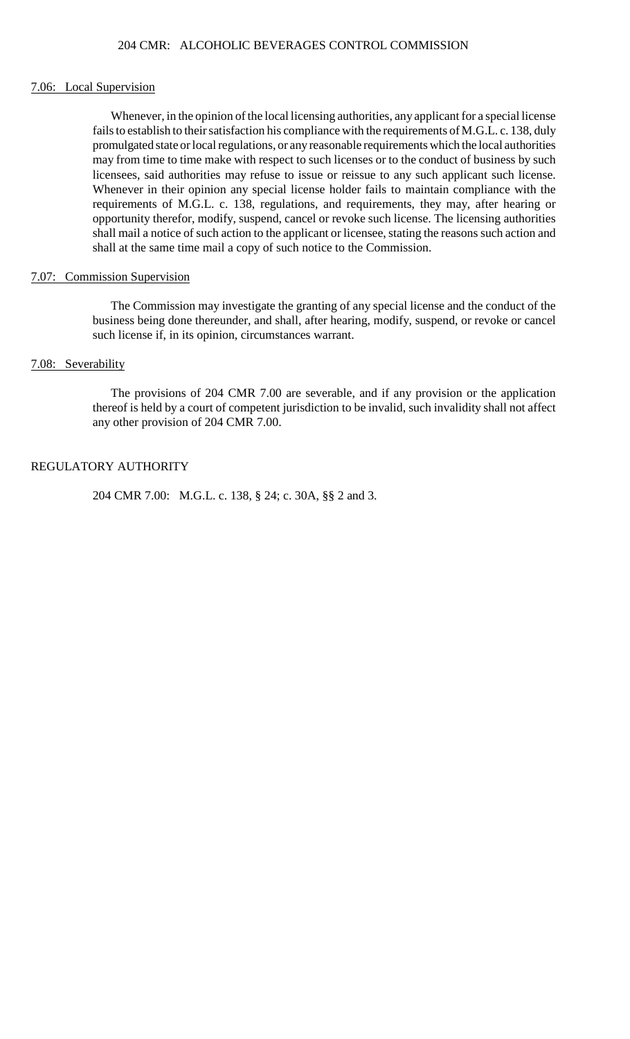7.06: Local Supervision

Whenever, in the opinion of the local licensing authorities, any applicant for a special license fails to establish to their satisfaction his compliance with the requirements of M.G.L. c. 138, duly promulgated state or local regulations, or any reasonable requirements which the local authorities may from time to time make with respect to such licenses or to the conduct of business by such licensees, said authorities may refuse to issue or reissue to any such applicant such license. Whenever in their opinion any special license holder fails to maintain compliance with the requirements of M.G.L. c. 138, regulations, and requirements, they may, after hearing or opportunity therefor, modify, suspend, cancel or revoke such license. The licensing authorities shall mail a notice of such action to the applicant or licensee, stating the reasons such action and shall at the same time mail a copy of such notice to the Commission.

7.07: Commission Supervision

The Commission may investigate the granting of any special license and the conduct of the business being done thereunder, and shall, after hearing, modify, suspend, or revoke or cancel such license if, in its opinion, circumstances warrant.

7.08: Severability

The provisions of 204 CMR 7.00 are severable, and if any provision or the application thereof is held by a court of competent jurisdiction to be invalid, such invalidity shall not affect any other provision of 204 CMR 7.00.

REGULATORY AUTHORITY

204 CMR 7.00: M.G.L. c. 138, § 24; c. 30A, §§ 2 and 3.